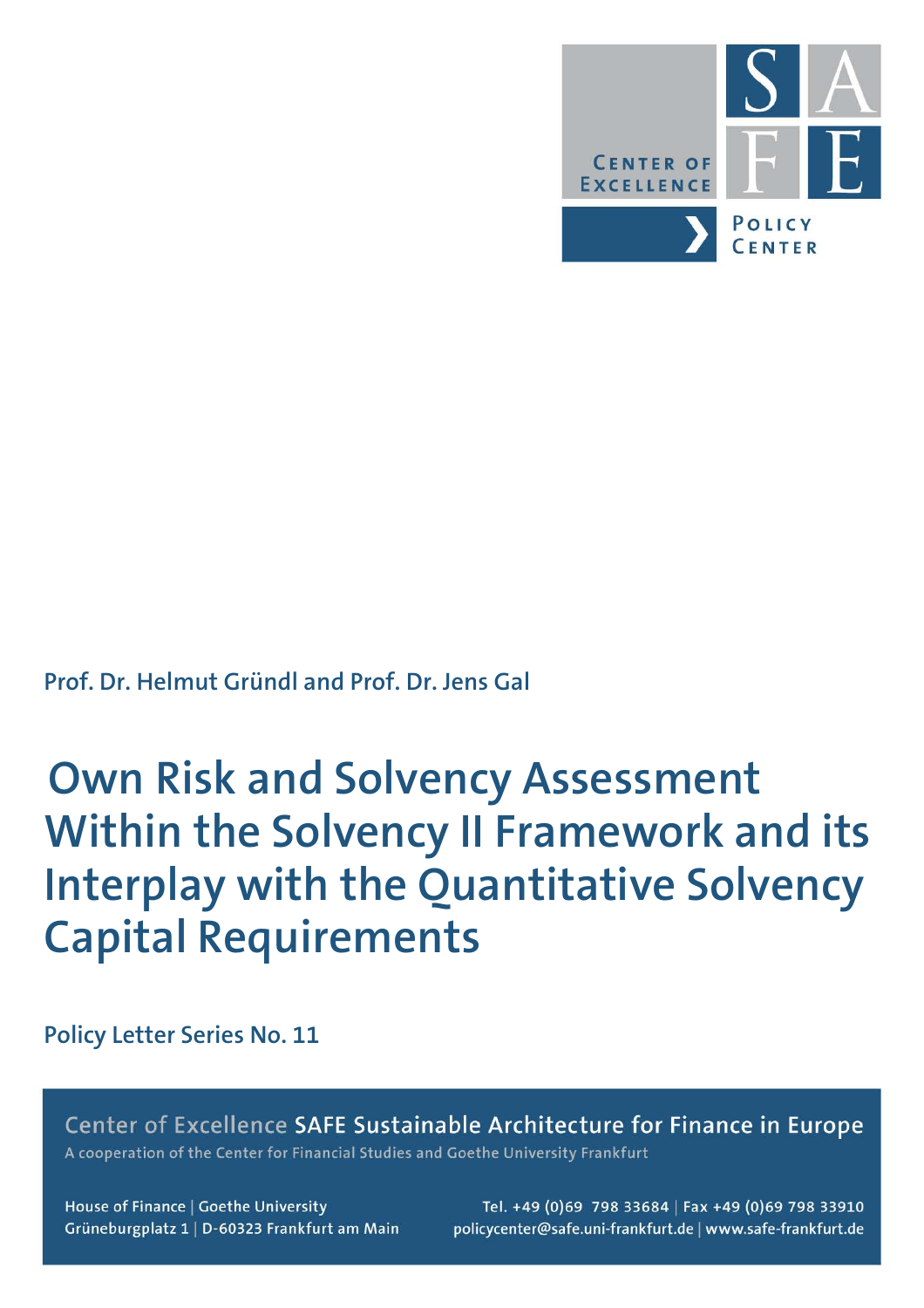CENTER OF EXCELLENCE

SAFE

POLICY CENTER

Prof. Dr. Helmut Gründl and Prof. Dr. Jens Gal

# Own Risk and Solvency Assessment Within the Solvency II Framework and its Interplay with the Quantitative Solvency Capital Requirements

Policy Letter Series No. 11

Center of Excellence **SAFE Sustainable Architecture for Finance in Europe**

A cooperation of the Center for Financial Studies and Goethe University Frankfurt

House of Finance | Goethe University
Grüneburgplatz 1 | D-60323 Frankfurt am Main

Tel. +49 (0)69 798 33684 | Fax +49 (0)69 798 33910
policycenter@safe.uni-frankfurt.de | www.safe-frankfurt.de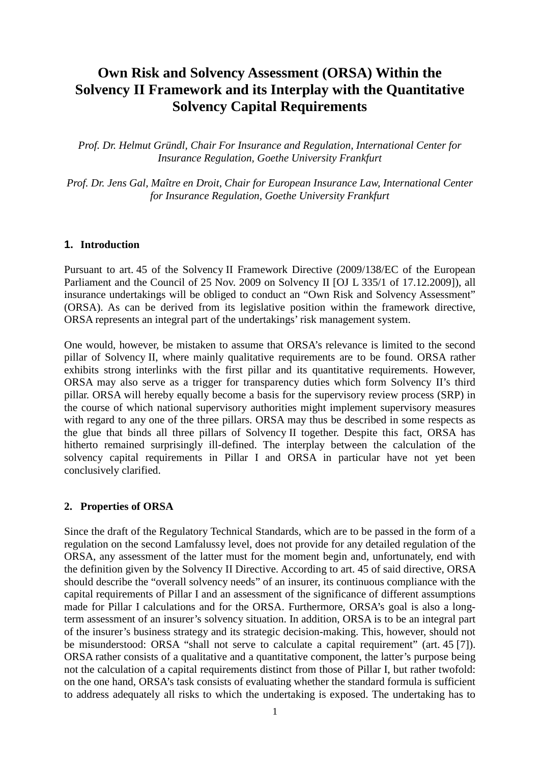# Own Risk and Solvency Assessment (ORSA) Within the Solvency II Framework and its Interplay with the Quantitative Solvency Capital Requirements

*Prof. Dr. Helmut Gründl, Chair For Insurance and Regulation, International Center for Insurance Regulation, Goethe University Frankfurt*

*Prof. Dr. Jens Gal, Maître en Droit, Chair for European Insurance Law, International Center for Insurance Regulation, Goethe University Frankfurt*

## 1. Introduction

Pursuant to art. 45 of the Solvency II Framework Directive (2009/138/EC of the European Parliament and the Council of 25 Nov. 2009 on Solvency II [OJ L 335/1 of 17.12.2009]), all insurance undertakings will be obliged to conduct an "Own Risk and Solvency Assessment" (ORSA). As can be derived from its legislative position within the framework directive, ORSA represents an integral part of the undertakings' risk management system.

One would, however, be mistaken to assume that ORSA's relevance is limited to the second pillar of Solvency II, where mainly qualitative requirements are to be found. ORSA rather exhibits strong interlinks with the first pillar and its quantitative requirements. However, ORSA may also serve as a trigger for transparency duties which form Solvency II's third pillar. ORSA will hereby equally become a basis for the supervisory review process (SRP) in the course of which national supervisory authorities might implement supervisory measures with regard to any one of the three pillars. ORSA may thus be described in some respects as the glue that binds all three pillars of Solvency II together. Despite this fact, ORSA has hitherto remained surprisingly ill-defined. The interplay between the calculation of the solvency capital requirements in Pillar I and ORSA in particular have not yet been conclusively clarified.

## 2. Properties of ORSA

Since the draft of the Regulatory Technical Standards, which are to be passed in the form of a regulation on the second Lamfalussy level, does not provide for any detailed regulation of the ORSA, any assessment of the latter must for the moment begin and, unfortunately, end with the definition given by the Solvency II Directive. According to art. 45 of said directive, ORSA should describe the "overall solvency needs" of an insurer, its continuous compliance with the capital requirements of Pillar I and an assessment of the significance of different assumptions made for Pillar I calculations and for the ORSA. Furthermore, ORSA's goal is also a long-term assessment of an insurer's solvency situation. In addition, ORSA is to be an integral part of the insurer's business strategy and its strategic decision-making. This, however, should not be misunderstood: ORSA "shall not serve to calculate a capital requirement" (art. 45 [7]). ORSA rather consists of a qualitative and a quantitative component, the latter's purpose being not the calculation of a capital requirements distinct from those of Pillar I, but rather twofold: on the one hand, ORSA's task consists of evaluating whether the standard formula is sufficient to address adequately all risks to which the undertaking is exposed. The undertaking has to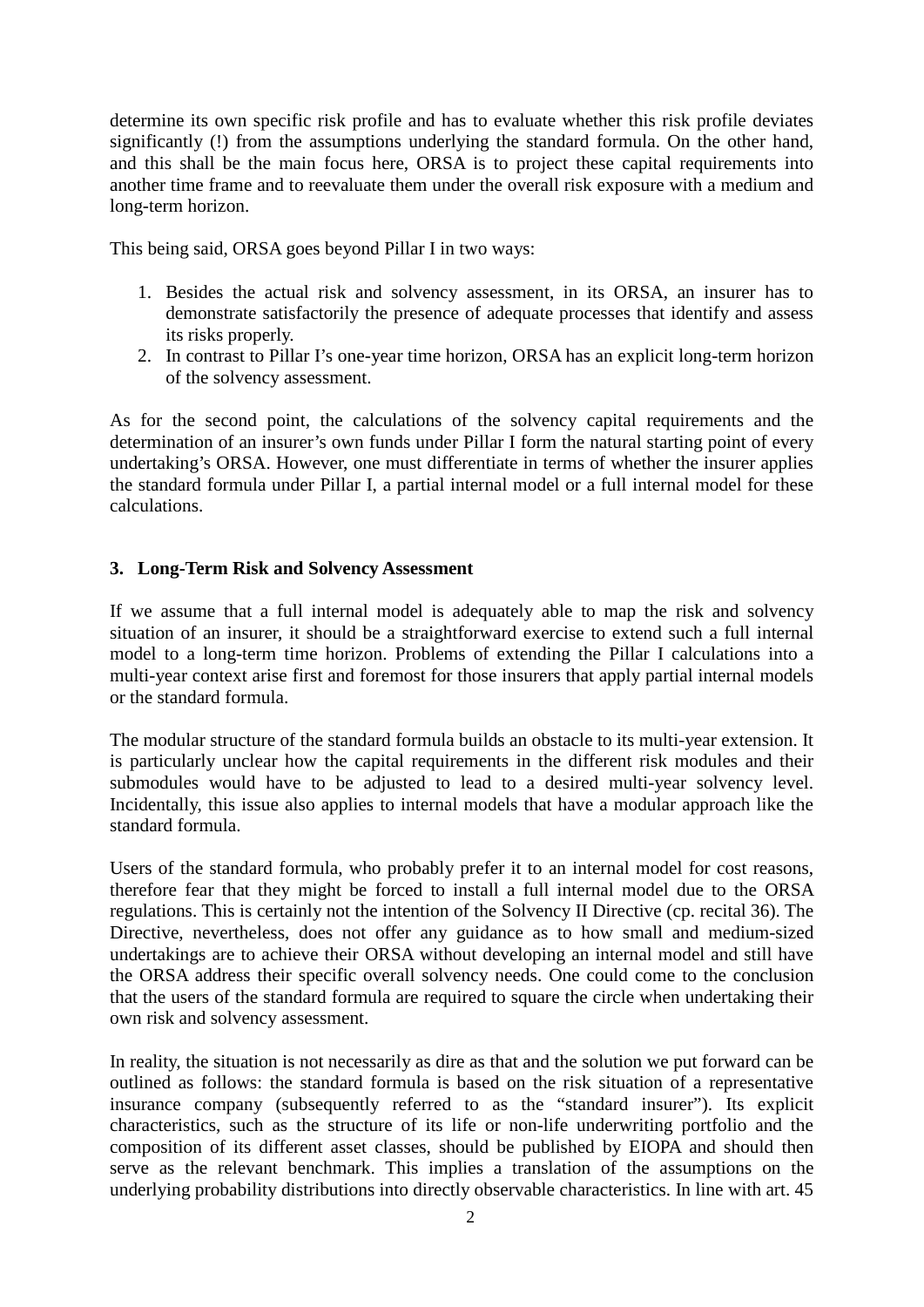determine its own specific risk profile and has to evaluate whether this risk profile deviates significantly (!) from the assumptions underlying the standard formula. On the other hand, and this shall be the main focus here, ORSA is to project these capital requirements into another time frame and to reevaluate them under the overall risk exposure with a medium and long-term horizon.

This being said, ORSA goes beyond Pillar I in two ways:

1. Besides the actual risk and solvency assessment, in its ORSA, an insurer has to demonstrate satisfactorily the presence of adequate processes that identify and assess its risks properly.
2. In contrast to Pillar I's one-year time horizon, ORSA has an explicit long-term horizon of the solvency assessment.

As for the second point, the calculations of the solvency capital requirements and the determination of an insurer's own funds under Pillar I form the natural starting point of every undertaking's ORSA. However, one must differentiate in terms of whether the insurer applies the standard formula under Pillar I, a partial internal model or a full internal model for these calculations.

## 3. Long-Term Risk and Solvency Assessment

If we assume that a full internal model is adequately able to map the risk and solvency situation of an insurer, it should be a straightforward exercise to extend such a full internal model to a long-term time horizon. Problems of extending the Pillar I calculations into a multi-year context arise first and foremost for those insurers that apply partial internal models or the standard formula.

The modular structure of the standard formula builds an obstacle to its multi-year extension. It is particularly unclear how the capital requirements in the different risk modules and their submodules would have to be adjusted to lead to a desired multi-year solvency level. Incidentally, this issue also applies to internal models that have a modular approach like the standard formula.

Users of the standard formula, who probably prefer it to an internal model for cost reasons, therefore fear that they might be forced to install a full internal model due to the ORSA regulations. This is certainly not the intention of the Solvency II Directive (cp. recital 36). The Directive, nevertheless, does not offer any guidance as to how small and medium-sized undertakings are to achieve their ORSA without developing an internal model and still have the ORSA address their specific overall solvency needs. One could come to the conclusion that the users of the standard formula are required to square the circle when undertaking their own risk and solvency assessment.

In reality, the situation is not necessarily as dire as that and the solution we put forward can be outlined as follows: the standard formula is based on the risk situation of a representative insurance company (subsequently referred to as the "standard insurer"). Its explicit characteristics, such as the structure of its life or non-life underwriting portfolio and the composition of its different asset classes, should be published by EIOPA and should then serve as the relevant benchmark. This implies a translation of the assumptions on the underlying probability distributions into directly observable characteristics. In line with art. 45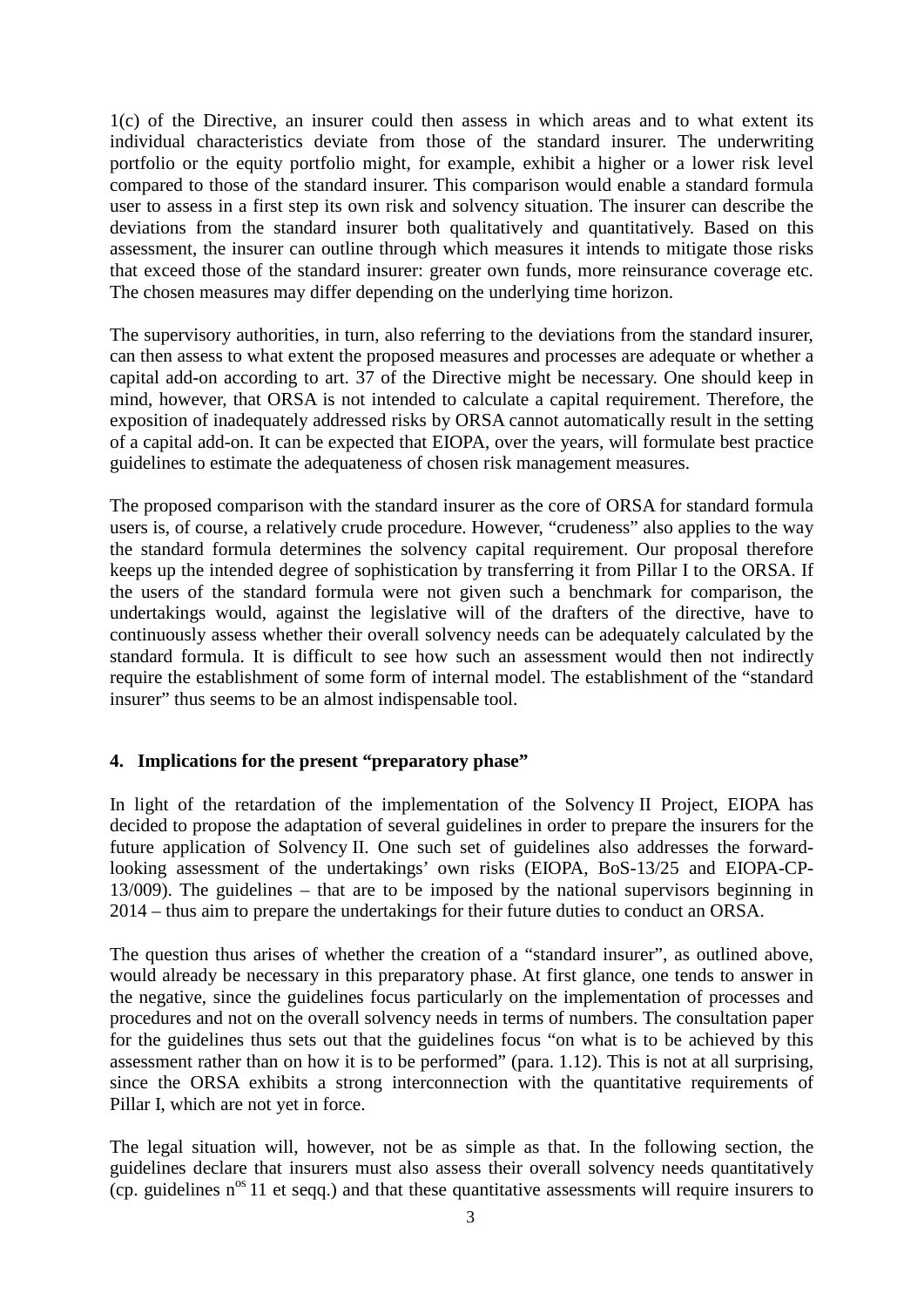1(c) of the Directive, an insurer could then assess in which areas and to what extent its individual characteristics deviate from those of the standard insurer. The underwriting portfolio or the equity portfolio might, for example, exhibit a higher or a lower risk level compared to those of the standard insurer. This comparison would enable a standard formula user to assess in a first step its own risk and solvency situation. The insurer can describe the deviations from the standard insurer both qualitatively and quantitatively. Based on this assessment, the insurer can outline through which measures it intends to mitigate those risks that exceed those of the standard insurer: greater own funds, more reinsurance coverage etc. The chosen measures may differ depending on the underlying time horizon.

The supervisory authorities, in turn, also referring to the deviations from the standard insurer, can then assess to what extent the proposed measures and processes are adequate or whether a capital add-on according to art. 37 of the Directive might be necessary. One should keep in mind, however, that ORSA is not intended to calculate a capital requirement. Therefore, the exposition of inadequately addressed risks by ORSA cannot automatically result in the setting of a capital add-on. It can be expected that EIOPA, over the years, will formulate best practice guidelines to estimate the adequateness of chosen risk management measures.

The proposed comparison with the standard insurer as the core of ORSA for standard formula users is, of course, a relatively crude procedure. However, "crudeness" also applies to the way the standard formula determines the solvency capital requirement. Our proposal therefore keeps up the intended degree of sophistication by transferring it from Pillar I to the ORSA. If the users of the standard formula were not given such a benchmark for comparison, the undertakings would, against the legislative will of the drafters of the directive, have to continuously assess whether their overall solvency needs can be adequately calculated by the standard formula. It is difficult to see how such an assessment would then not indirectly require the establishment of some form of internal model. The establishment of the "standard insurer" thus seems to be an almost indispensable tool.

## 4. Implications for the present "preparatory phase"

In light of the retardation of the implementation of the Solvency II Project, EIOPA has decided to propose the adaptation of several guidelines in order to prepare the insurers for the future application of Solvency II. One such set of guidelines also addresses the forward-looking assessment of the undertakings' own risks (EIOPA, BoS-13/25 and EIOPA-CP-13/009). The guidelines – that are to be imposed by the national supervisors beginning in 2014 – thus aim to prepare the undertakings for their future duties to conduct an ORSA.

The question thus arises of whether the creation of a "standard insurer", as outlined above, would already be necessary in this preparatory phase. At first glance, one tends to answer in the negative, since the guidelines focus particularly on the implementation of processes and procedures and not on the overall solvency needs in terms of numbers. The consultation paper for the guidelines thus sets out that the guidelines focus "on what is to be achieved by this assessment rather than on how it is to be performed" (para. 1.12). This is not at all surprising, since the ORSA exhibits a strong interconnection with the quantitative requirements of Pillar I, which are not yet in force.

The legal situation will, however, not be as simple as that. In the following section, the guidelines declare that insurers must also assess their overall solvency needs quantitatively (cp. guidelines n[os] 11 et seqq.) and that these quantitative assessments will require insurers to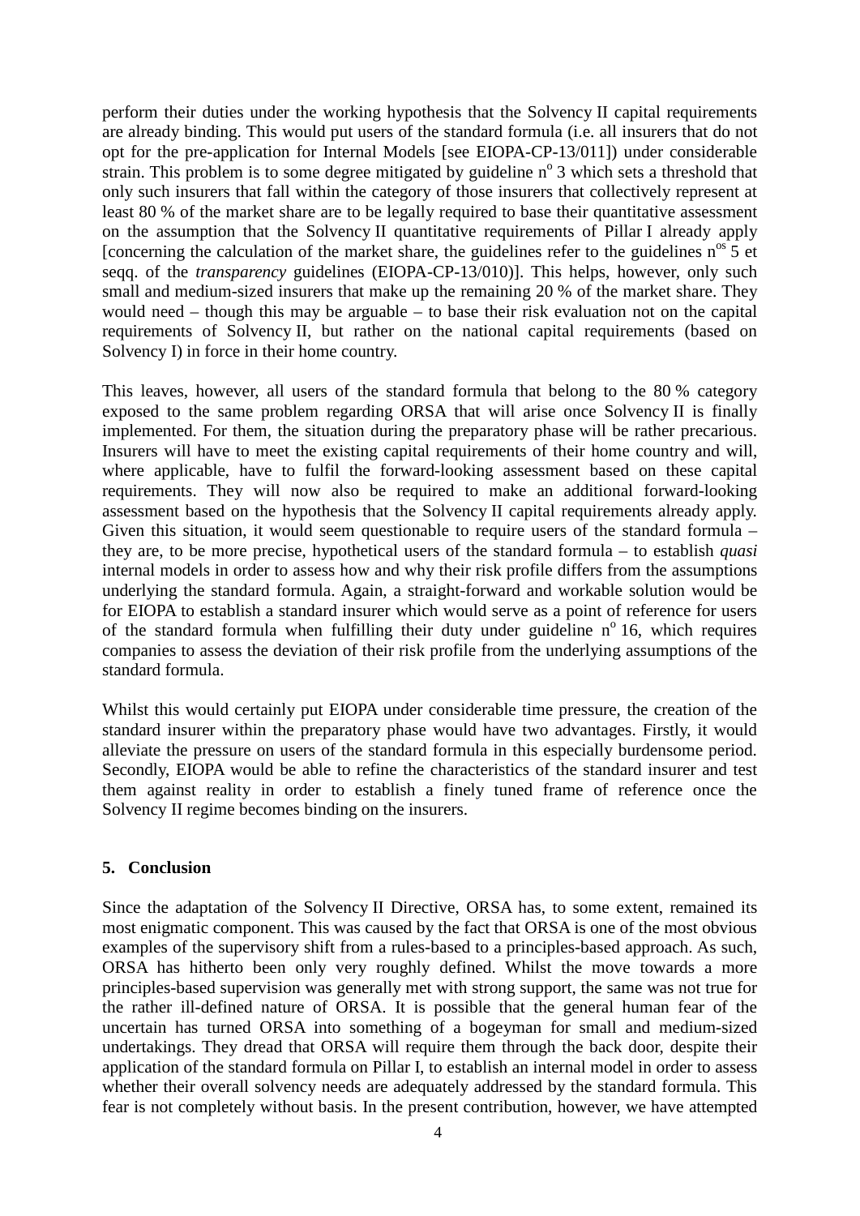perform their duties under the working hypothesis that the Solvency II capital requirements are already binding. This would put users of the standard formula (i.e. all insurers that do not opt for the pre-application for Internal Models [see EIOPA-CP-13/011]) under considerable strain. This problem is to some degree mitigated by guideline n° 3 which sets a threshold that only such insurers that fall within the category of those insurers that collectively represent at least 80 % of the market share are to be legally required to base their quantitative assessment on the assumption that the Solvency II quantitative requirements of Pillar I already apply [concerning the calculation of the market share, the guidelines refer to the guidelines n$^{os}$ 5 et seqq. of the *transparency* guidelines (EIOPA-CP-13/010)]. This helps, however, only such small and medium-sized insurers that make up the remaining 20 % of the market share. They would need – though this may be arguable – to base their risk evaluation not on the capital requirements of Solvency II, but rather on the national capital requirements (based on Solvency I) in force in their home country.

This leaves, however, all users of the standard formula that belong to the 80 % category exposed to the same problem regarding ORSA that will arise once Solvency II is finally implemented. For them, the situation during the preparatory phase will be rather precarious. Insurers will have to meet the existing capital requirements of their home country and will, where applicable, have to fulfil the forward-looking assessment based on these capital requirements. They will now also be required to make an additional forward-looking assessment based on the hypothesis that the Solvency II capital requirements already apply. Given this situation, it would seem questionable to require users of the standard formula – they are, to be more precise, hypothetical users of the standard formula – to establish *quasi* internal models in order to assess how and why their risk profile differs from the assumptions underlying the standard formula. Again, a straight-forward and workable solution would be for EIOPA to establish a standard insurer which would serve as a point of reference for users of the standard formula when fulfilling their duty under guideline n° 16, which requires companies to assess the deviation of their risk profile from the underlying assumptions of the standard formula.

Whilst this would certainly put EIOPA under considerable time pressure, the creation of the standard insurer within the preparatory phase would have two advantages. Firstly, it would alleviate the pressure on users of the standard formula in this especially burdensome period. Secondly, EIOPA would be able to refine the characteristics of the standard insurer and test them against reality in order to establish a finely tuned frame of reference once the Solvency II regime becomes binding on the insurers.

## 5. Conclusion

Since the adaptation of the Solvency II Directive, ORSA has, to some extent, remained its most enigmatic component. This was caused by the fact that ORSA is one of the most obvious examples of the supervisory shift from a rules-based to a principles-based approach. As such, ORSA has hitherto been only very roughly defined. Whilst the move towards a more principles-based supervision was generally met with strong support, the same was not true for the rather ill-defined nature of ORSA. It is possible that the general human fear of the uncertain has turned ORSA into something of a bogeyman for small and medium-sized undertakings. They dread that ORSA will require them through the back door, despite their application of the standard formula on Pillar I, to establish an internal model in order to assess whether their overall solvency needs are adequately addressed by the standard formula. This fear is not completely without basis. In the present contribution, however, we have attempted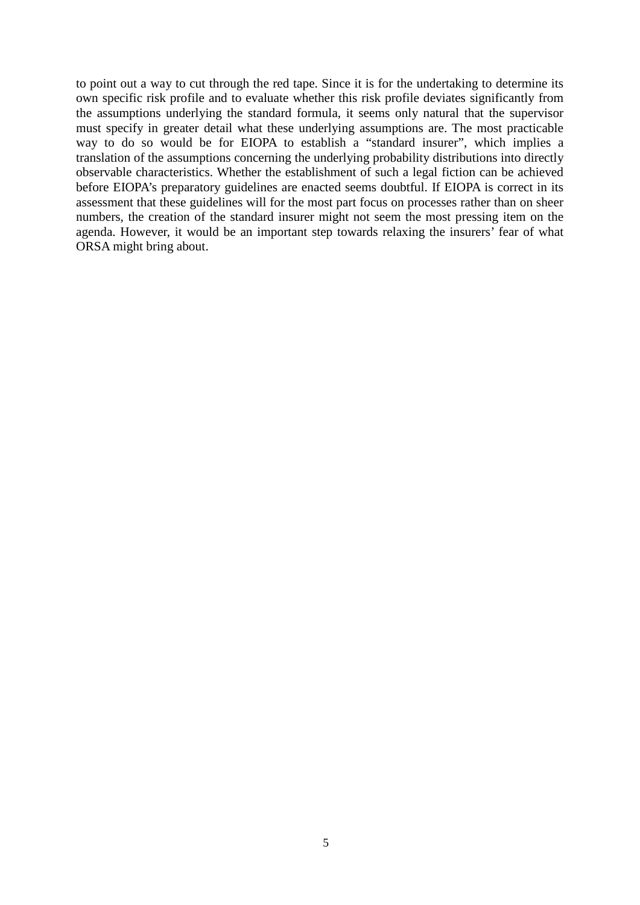to point out a way to cut through the red tape. Since it is for the undertaking to determine its own specific risk profile and to evaluate whether this risk profile deviates significantly from the assumptions underlying the standard formula, it seems only natural that the supervisor must specify in greater detail what these underlying assumptions are. The most practicable way to do so would be for EIOPA to establish a "standard insurer", which implies a translation of the assumptions concerning the underlying probability distributions into directly observable characteristics. Whether the establishment of such a legal fiction can be achieved before EIOPA's preparatory guidelines are enacted seems doubtful. If EIOPA is correct in its assessment that these guidelines will for the most part focus on processes rather than on sheer numbers, the creation of the standard insurer might not seem the most pressing item on the agenda. However, it would be an important step towards relaxing the insurers' fear of what ORSA might bring about.